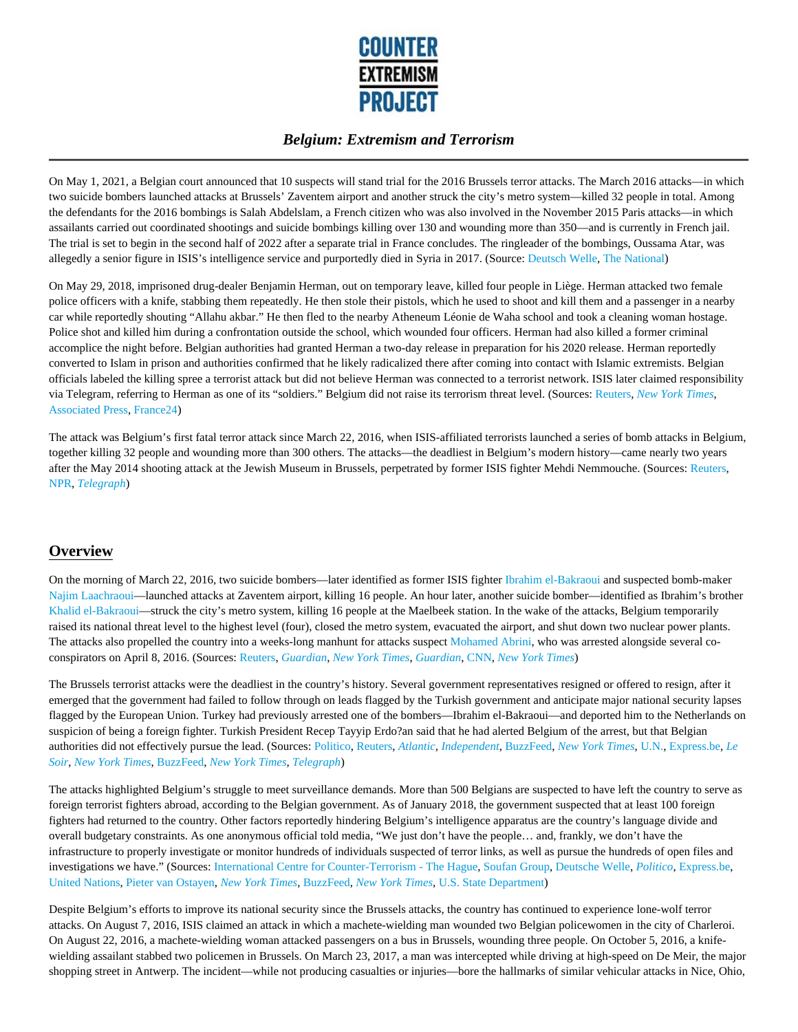# COUNTER EXTREMISM PROJECT

## *Belgium: Extremism and Terrorism*

On May 1, 2021, a Belgian court announced that 10 suspects will stand trial for the 2016 Brussels terror attacks. The March 2016 attacks—in which two suicide bombers launched attacks at Brussels' Zaventem airport and another struck the city's metro system—killed 32 people in total. Among the defendants for the 2016 bombings is Salah Abdelslam, a French citizen who was also involved in the November 2015 Paris attacks—in which assailants carried out coordinated shootings and suicide bombings killing over 130 and wounding more than 350—and is currently in French jail. The trial is set to begin in the second half of 2022 after a separate trial in France concludes. The ringleader of the bombings, Oussama Atar, was allegedly a senior figure in ISIS's intelligence service and purportedly died in Syria in 2017. (Source: Deutsch Welle, The National)

On May 29, 2018, imprisoned drug-dealer Benjamin Herman, out on temporary leave, killed four people in Liège. Herman attacked two female police officers with a knife, stabbing them repeatedly. He then stole their pistols, which he used to shoot and kill them and a passenger in a nearby car while reportedly shouting "Allahu akbar." He then fled to the nearby Atheneum Léonie de Waha school and took a cleaning woman hostage. Police shot and killed him during a confrontation outside the school, which wounded four officers. Herman had also killed a former criminal accomplice the night before. Belgian authorities had granted Herman a two-day release in preparation for his 2020 release. Herman reportedly converted to Islam in prison and authorities confirmed that he likely radicalized there after coming into contact with Islamic extremists. Belgian officials labeled the killing spree a terrorist attack but did not believe Herman was connected to a terrorist network. ISIS later claimed responsibility via Telegram, referring to Herman as one of its "soldiers." Belgium did not raise its terrorism threat level. (Sources: Reuters, *New York Times*, Associated Press, France24)

The attack was Belgium's first fatal terror attack since March 22, 2016, when ISIS-affiliated terrorists launched a series of bomb attacks in Belgium, together killing 32 people and wounding more than 300 others. The attacks—the deadliest in Belgium's modern history—came nearly two years after the May 2014 shooting attack at the Jewish Museum in Brussels, perpetrated by former ISIS fighter Mehdi Nemmouche. (Sources: Reuters, NPR, *Telegraph*)

## Overview

On the morning of March 22, 2016, two suicide bombers—later identified as former ISIS fighter Ibrahim el-Bakraoui and suspected bomb-maker Najim Laachraoui—launched attacks at Zaventem airport, killing 16 people. An hour later, another suicide bomber—identified as Ibrahim's brother Khalid el-Bakraoui—struck the city's metro system, killing 16 people at the Maelbeek station. In the wake of the attacks, Belgium temporarily raised its national threat level to the highest level (four), closed the metro system, evacuated the airport, and shut down two nuclear power plants. The attacks also propelled the country into a weeks-long manhunt for attacks suspect Mohamed Abrini, who was arrested alongside several co-conspirators on April 8, 2016. (Sources: Reuters, *Guardian*, *New York Times*, *Guardian*, CNN, *New York Times*)

The Brussels terrorist attacks were the deadliest in the country's history. Several government representatives resigned or offered to resign, after it emerged that the government had failed to follow through on leads flagged by the Turkish government and anticipate major national security lapses flagged by the European Union. Turkey had previously arrested one of the bombers—Ibrahim el-Bakraoui—and deported him to the Netherlands on suspicion of being a foreign fighter. Turkish President Recep Tayyip Erdo?an said that he had alerted Belgium of the arrest, but that Belgian authorities did not effectively pursue the lead. (Sources: Politico, Reuters, *Atlantic*, *Independent*, BuzzFeed, *New York Times*, U.N., Express.be, *Le Soir*, *New York Times*, BuzzFeed, *New York Times*, *Telegraph*)

The attacks highlighted Belgium's struggle to meet surveillance demands. More than 500 Belgians are suspected to have left the country to serve as foreign terrorist fighters abroad, according to the Belgian government. As of January 2018, the government suspected that at least 100 foreign fighters had returned to the country. Other factors reportedly hindering Belgium's intelligence apparatus are the country's language divide and overall budgetary constraints. As one anonymous official told media, "We just don't have the people… and, frankly, we don't have the infrastructure to properly investigate or monitor hundreds of individuals suspected of terror links, as well as pursue the hundreds of open files and investigations we have." (Sources: International Centre for Counter-Terrorism - The Hague, Soufan Group, Deutsche Welle, *Politico*, Express.be, United Nations, Pieter van Ostayen, *New York Times*, BuzzFeed, *New York Times*, U.S. State Department)

Despite Belgium's efforts to improve its national security since the Brussels attacks, the country has continued to experience lone-wolf terror attacks. On August 7, 2016, ISIS claimed an attack in which a machete-wielding man wounded two Belgian policewomen in the city of Charleroi. On August 22, 2016, a machete-wielding woman attacked passengers on a bus in Brussels, wounding three people. On October 5, 2016, a knife-wielding assailant stabbed two policemen in Brussels. On March 23, 2017, a man was intercepted while driving at high-speed on De Meir, the major shopping street in Antwerp. The incident—while not producing casualties or injuries—bore the hallmarks of similar vehicular attacks in Nice, Ohio,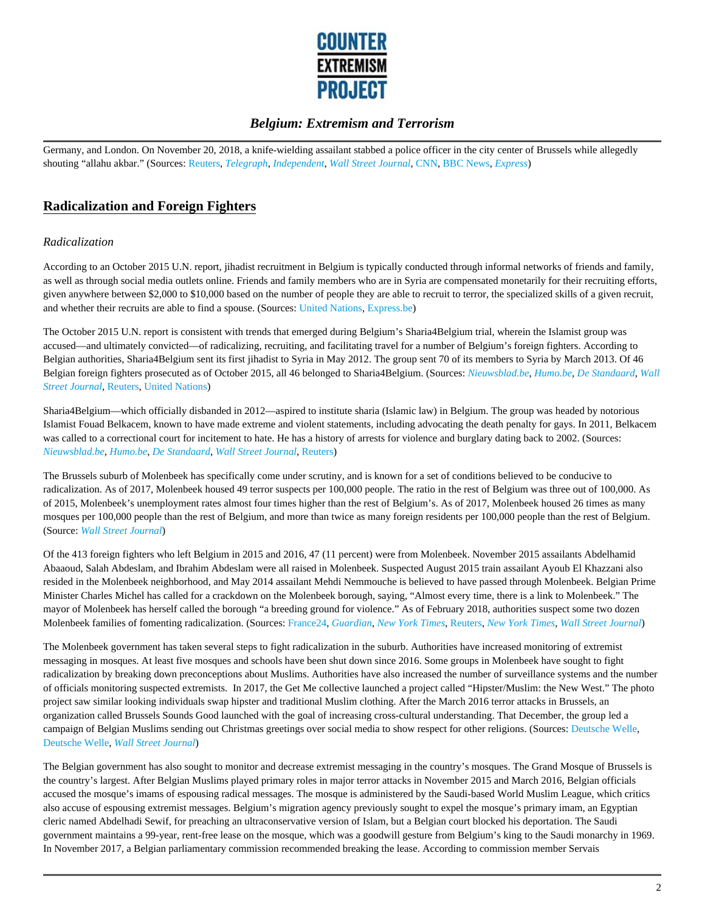Germany, and London. On November 20, 2018, a knife-wielding assailant stabbed a police officer in the city center of Brussels while allegedly shouting "allahu akbar." (Sources: Reuters, *Telegraph*, *Independent*, *Wall Street Journal*, CNN, BBC News, *Express*)

## Radicalization and Foreign Fighters

### *Radicalization*

According to an October 2015 U.N. report, jihadist recruitment in Belgium is typically conducted through informal networks of friends and family, as well as through social media outlets online. Friends and family members who are in Syria are compensated monetarily for their recruiting efforts, given anywhere between $2,000 to $10,000 based on the number of people they are able to recruit to terror, the specialized skills of a given recruit, and whether their recruits are able to find a spouse. (Sources: United Nations, Express.be)

The October 2015 U.N. report is consistent with trends that emerged during Belgium's Sharia4Belgium trial, wherein the Islamist group was accused—and ultimately convicted—of radicalizing, recruiting, and facilitating travel for a number of Belgium's foreign fighters. According to Belgian authorities, Sharia4Belgium sent its first jihadist to Syria in May 2012. The group sent 70 of its members to Syria by March 2013. Of 46 Belgian foreign fighters prosecuted as of October 2015, all 46 belonged to Sharia4Belgium. (Sources: *Nieuwsblad.be*, *Humo.be*, *De Standaard*, *Wall Street Journal*, Reuters, United Nations)

Sharia4Belgium—which officially disbanded in 2012—aspired to institute sharia (Islamic law) in Belgium. The group was headed by notorious Islamist Fouad Belkacem, known to have made extreme and violent statements, including advocating the death penalty for gays. In 2011, Belkacem was called to a correctional court for incitement to hate. He has a history of arrests for violence and burglary dating back to 2002. (Sources: *Nieuwsblad.be*, *Humo.be*, *De Standaard*, *Wall Street Journal*, Reuters)

The Brussels suburb of Molenbeek has specifically come under scrutiny, and is known for a set of conditions believed to be conducive to radicalization. As of 2017, Molenbeek housed 49 terror suspects per 100,000 people. The ratio in the rest of Belgium was three out of 100,000. As of 2015, Molenbeek's unemployment rates almost four times higher than the rest of Belgium's. As of 2017, Molenbeek housed 26 times as many mosques per 100,000 people than the rest of Belgium, and more than twice as many foreign residents per 100,000 people than the rest of Belgium. (Source: *Wall Street Journal*)

Of the 413 foreign fighters who left Belgium in 2015 and 2016, 47 (11 percent) were from Molenbeek. November 2015 assailants Abdelhamid Abaaoud, Salah Abdeslam, and Ibrahim Abdeslam were all raised in Molenbeek. Suspected August 2015 train assailant Ayoub El Khazzani also resided in the Molenbeek neighborhood, and May 2014 assailant Mehdi Nemmouche is believed to have passed through Molenbeek. Belgian Prime Minister Charles Michel has called for a crackdown on the Molenbeek borough, saying, "Almost every time, there is a link to Molenbeek." The mayor of Molenbeek has herself called the borough "a breeding ground for violence." As of February 2018, authorities suspect some two dozen Molenbeek families of fomenting radicalization. (Sources: France24, *Guardian*, *New York Times*, Reuters, *New York Times*, *Wall Street Journal*)

The Molenbeek government has taken several steps to fight radicalization in the suburb. Authorities have increased monitoring of extremist messaging in mosques. At least five mosques and schools have been shut down since 2016. Some groups in Molenbeek have sought to fight radicalization by breaking down preconceptions about Muslims. Authorities have also increased the number of surveillance systems and the number of officials monitoring suspected extremists. In 2017, the Get Me collective launched a project called "Hipster/Muslim: the New West." The photo project saw similar looking individuals swap hipster and traditional Muslim clothing. After the March 2016 terror attacks in Brussels, an organization called Brussels Sounds Good launched with the goal of increasing cross-cultural understanding. That December, the group led a campaign of Belgian Muslims sending out Christmas greetings over social media to show respect for other religions. (Sources: Deutsche Welle, Deutsche Welle, *Wall Street Journal*)

The Belgian government has also sought to monitor and decrease extremist messaging in the country's mosques. The Grand Mosque of Brussels is the country's largest. After Belgian Muslims played primary roles in major terror attacks in November 2015 and March 2016, Belgian officials accused the mosque's imams of espousing radical messages. The mosque is administered by the Saudi-based World Muslim League, which critics also accuse of espousing extremist messages. Belgium's migration agency previously sought to expel the mosque's primary imam, an Egyptian cleric named Abdelhadi Sewif, for preaching an ultraconservative version of Islam, but a Belgian court blocked his deportation. The Saudi government maintains a 99-year, rent-free lease on the mosque, which was a goodwill gesture from Belgium's king to the Saudi monarchy in 1969. In November 2017, a Belgian parliamentary commission recommended breaking the lease. According to commission member Servais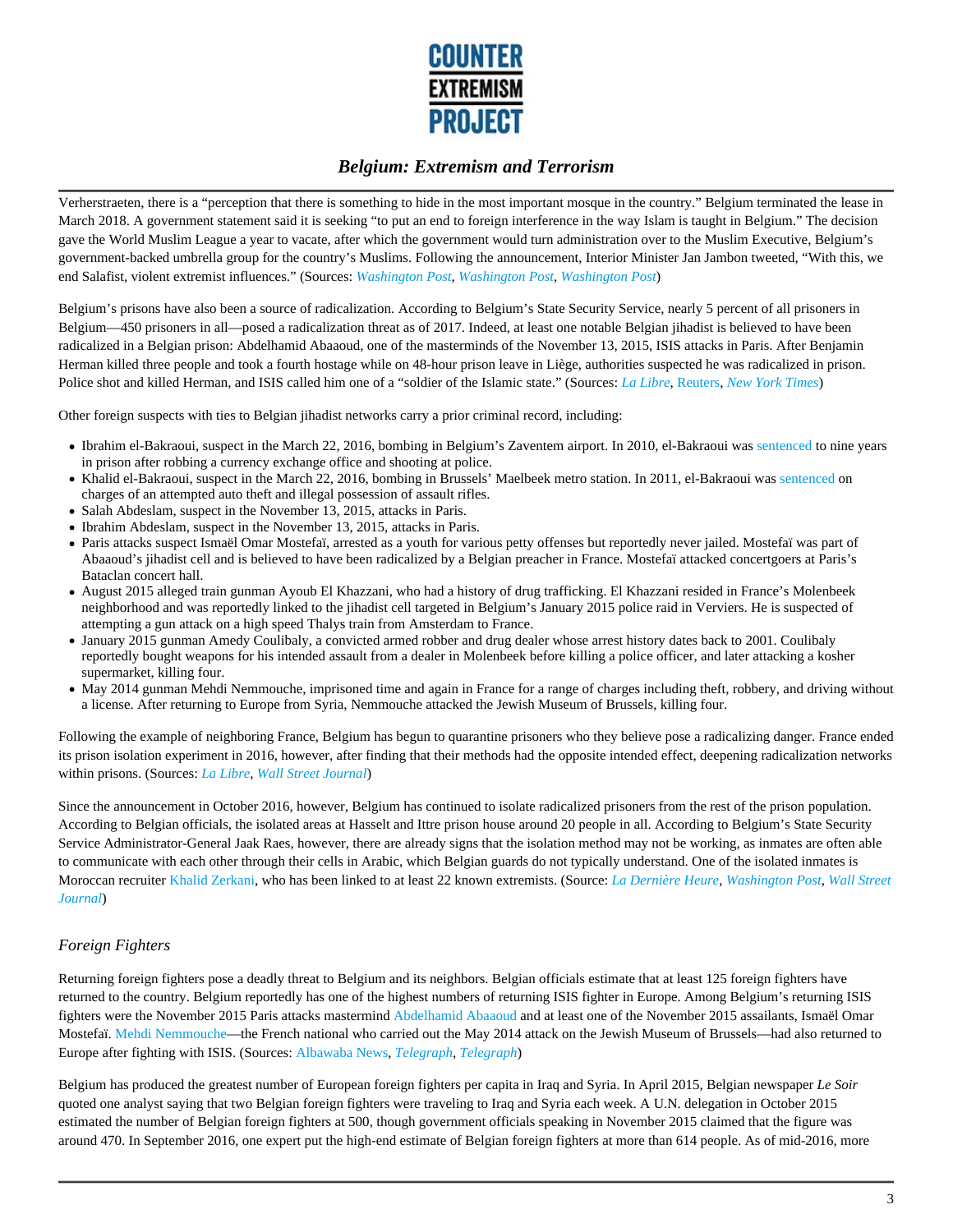Verherstraeten, there is a "perception that there is something to hide in the most important mosque in the country." Belgium terminated the lease in March 2018. A government statement said it is seeking "to put an end to foreign interference in the way Islam is taught in Belgium." The decision gave the World Muslim League a year to vacate, after which the government would turn administration over to the Muslim Executive, Belgium's government-backed umbrella group for the country's Muslims. Following the announcement, Interior Minister Jan Jambon tweeted, "With this, we end Salafist, violent extremist influences." (Sources: *Washington Post*, *Washington Post*, *Washington Post*)

Belgium's prisons have also been a source of radicalization. According to Belgium's State Security Service, nearly 5 percent of all prisoners in Belgium—450 prisoners in all—posed a radicalization threat as of 2017. Indeed, at least one notable Belgian jihadist is believed to have been radicalized in a Belgian prison: Abdelhamid Abaaoud, one of the masterminds of the November 13, 2015, ISIS attacks in Paris. After Benjamin Herman killed three people and took a fourth hostage while on 48-hour prison leave in Liège, authorities suspected he was radicalized in prison. Police shot and killed Herman, and ISIS called him one of a "soldier of the Islamic state." (Sources: *La Libre*, Reuters, *New York Times*)

Other foreign suspects with ties to Belgian jihadist networks carry a prior criminal record, including:

- Ibrahim el-Bakraoui, suspect in the March 22, 2016, bombing in Belgium's Zaventem airport. In 2010, el-Bakraoui was sentenced to nine years in prison after robbing a currency exchange office and shooting at police.
- Khalid el-Bakraoui, suspect in the March 22, 2016, bombing in Brussels' Maelbeek metro station. In 2011, el-Bakraoui was sentenced on charges of an attempted auto theft and illegal possession of assault rifles.
- Salah Abdeslam, suspect in the November 13, 2015, attacks in Paris.
- Ibrahim Abdeslam, suspect in the November 13, 2015, attacks in Paris.
- Paris attacks suspect Ismaël Omar Mostefaï, arrested as a youth for various petty offenses but reportedly never jailed. Mostefaï was part of Abaaoud's jihadist cell and is believed to have been radicalized by a Belgian preacher in France. Mostefaï attacked concertgoers at Paris's Bataclan concert hall.
- August 2015 alleged train gunman Ayoub El Khazzani, who had a history of drug trafficking. El Khazzani resided in France's Molenbeek neighborhood and was reportedly linked to the jihadist cell targeted in Belgium's January 2015 police raid in Verviers. He is suspected of attempting a gun attack on a high speed Thalys train from Amsterdam to France.
- January 2015 gunman Amedy Coulibaly, a convicted armed robber and drug dealer whose arrest history dates back to 2001. Coulibaly reportedly bought weapons for his intended assault from a dealer in Molenbeek before killing a police officer, and later attacking a kosher supermarket, killing four.
- May 2014 gunman Mehdi Nemmouche, imprisoned time and again in France for a range of charges including theft, robbery, and driving without a license. After returning to Europe from Syria, Nemmouche attacked the Jewish Museum of Brussels, killing four.

Following the example of neighboring France, Belgium has begun to quarantine prisoners who they believe pose a radicalizing danger. France ended its prison isolation experiment in 2016, however, after finding that their methods had the opposite intended effect, deepening radicalization networks within prisons. (Sources: *La Libre*, *Wall Street Journal*)

Since the announcement in October 2016, however, Belgium has continued to isolate radicalized prisoners from the rest of the prison population. According to Belgian officials, the isolated areas at Hasselt and Ittre prison house around 20 people in all. According to Belgium's State Security Service Administrator-General Jaak Raes, however, there are already signs that the isolation method may not be working, as inmates are often able to communicate with each other through their cells in Arabic, which Belgian guards do not typically understand. One of the isolated inmates is Moroccan recruiter Khalid Zerkani, who has been linked to at least 22 known extremists. (Source: *La Dernière Heure*, *Washington Post*, *Wall Street Journal*)

## *Foreign Fighters*

Returning foreign fighters pose a deadly threat to Belgium and its neighbors. Belgian officials estimate that at least 125 foreign fighters have returned to the country. Belgium reportedly has one of the highest numbers of returning ISIS fighter in Europe. Among Belgium's returning ISIS fighters were the November 2015 Paris attacks mastermind Abdelhamid Abaaoud and at least one of the November 2015 assailants, Ismaël Omar Mostefaï. Mehdi Nemmouche—the French national who carried out the May 2014 attack on the Jewish Museum of Brussels—had also returned to Europe after fighting with ISIS. (Sources: Albawaba News, *Telegraph*, *Telegraph*)

Belgium has produced the greatest number of European foreign fighters per capita in Iraq and Syria. In April 2015, Belgian newspaper *Le Soir* quoted one analyst saying that two Belgian foreign fighters were traveling to Iraq and Syria each week. A U.N. delegation in October 2015 estimated the number of Belgian foreign fighters at 500, though government officials speaking in November 2015 claimed that the figure was around 470. In September 2016, one expert put the high-end estimate of Belgian foreign fighters at more than 614 people. As of mid-2016, more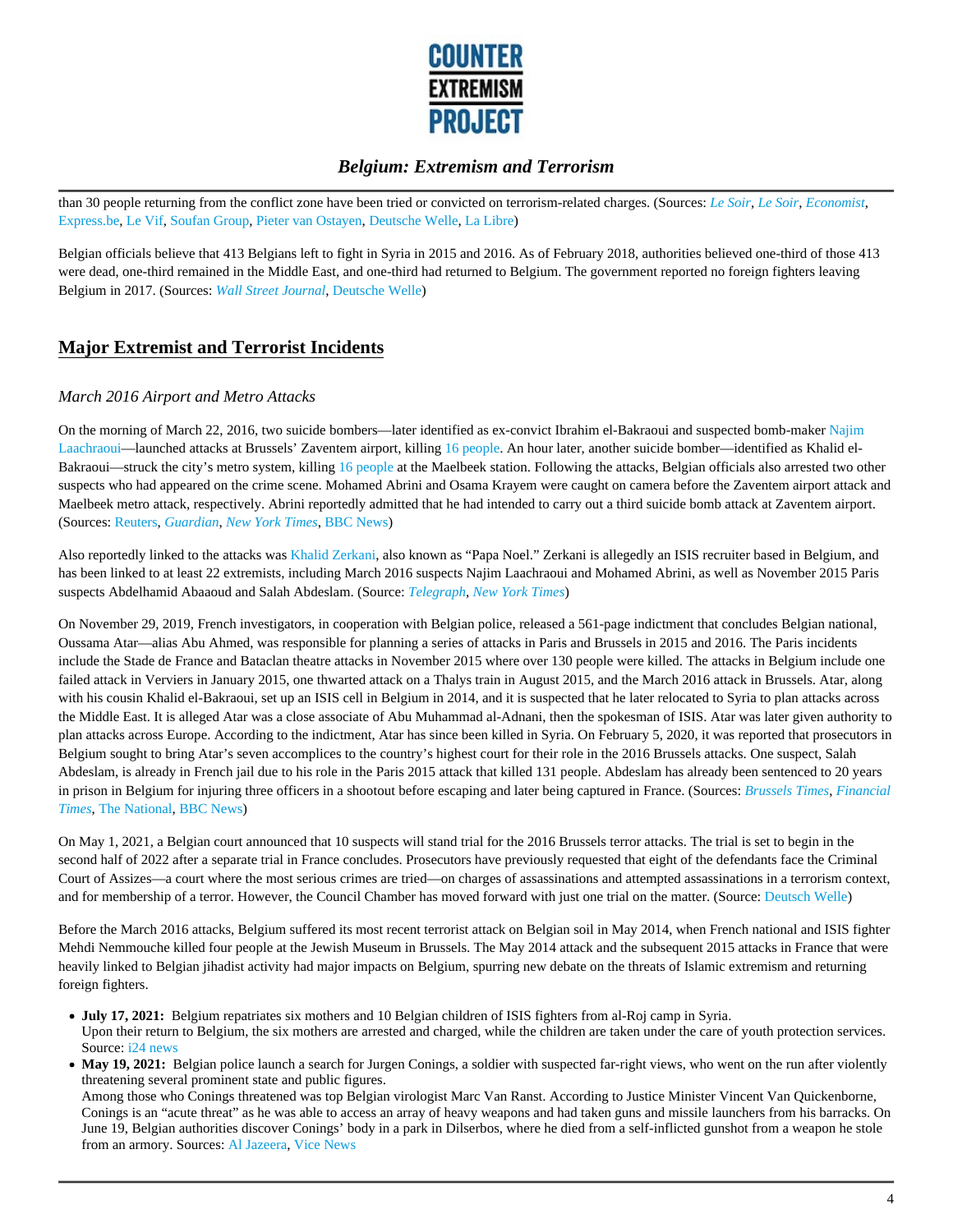than 30 people returning from the conflict zone have been tried or convicted on terrorism-related charges. (Sources: *Le Soir*, *Le Soir*, *Economist*, Express.be, Le Vif, Soufan Group, Pieter van Ostayen, Deutsche Welle, La Libre)

Belgian officials believe that 413 Belgians left to fight in Syria in 2015 and 2016. As of February 2018, authorities believed one-third of those 413 were dead, one-third remained in the Middle East, and one-third had returned to Belgium. The government reported no foreign fighters leaving Belgium in 2017. (Sources: *Wall Street Journal*, Deutsche Welle)

## Major Extremist and Terrorist Incidents

### *March 2016 Airport and Metro Attacks*

On the morning of March 22, 2016, two suicide bombers—later identified as ex-convict Ibrahim el-Bakraoui and suspected bomb-maker Najim Laachraoui—launched attacks at Brussels' Zaventem airport, killing 16 people. An hour later, another suicide bomber—identified as Khalid el-Bakraoui—struck the city's metro system, killing 16 people at the Maelbeek station. Following the attacks, Belgian officials also arrested two other suspects who had appeared on the crime scene. Mohamed Abrini and Osama Krayem were caught on camera before the Zaventem airport attack and Maelbeek metro attack, respectively. Abrini reportedly admitted that he had intended to carry out a third suicide bomb attack at Zaventem airport. (Sources: Reuters, *Guardian*, *New York Times*, BBC News)

Also reportedly linked to the attacks was Khalid Zerkani, also known as "Papa Noel." Zerkani is allegedly an ISIS recruiter based in Belgium, and has been linked to at least 22 extremists, including March 2016 suspects Najim Laachraoui and Mohamed Abrini, as well as November 2015 Paris suspects Abdelhamid Abaaoud and Salah Abdeslam. (Source: *Telegraph*, *New York Times*)

On November 29, 2019, French investigators, in cooperation with Belgian police, released a 561-page indictment that concludes Belgian national, Oussama Atar—alias Abu Ahmed, was responsible for planning a series of attacks in Paris and Brussels in 2015 and 2016. The Paris incidents include the Stade de France and Bataclan theatre attacks in November 2015 where over 130 people were killed. The attacks in Belgium include one failed attack in Verviers in January 2015, one thwarted attack on a Thalys train in August 2015, and the March 2016 attack in Brussels. Atar, along with his cousin Khalid el-Bakraoui, set up an ISIS cell in Belgium in 2014, and it is suspected that he later relocated to Syria to plan attacks across the Middle East. It is alleged Atar was a close associate of Abu Muhammad al-Adnani, then the spokesman of ISIS. Atar was later given authority to plan attacks across Europe. According to the indictment, Atar has since been killed in Syria. On February 5, 2020, it was reported that prosecutors in Belgium sought to bring Atar's seven accomplices to the country's highest court for their role in the 2016 Brussels attacks. One suspect, Salah Abdeslam, is already in French jail due to his role in the Paris 2015 attack that killed 131 people. Abdeslam has already been sentenced to 20 years in prison in Belgium for injuring three officers in a shootout before escaping and later being captured in France. (Sources: *Brussels Times*, *Financial Times*, The National, BBC News)

On May 1, 2021, a Belgian court announced that 10 suspects will stand trial for the 2016 Brussels terror attacks. The trial is set to begin in the second half of 2022 after a separate trial in France concludes. Prosecutors have previously requested that eight of the defendants face the Criminal Court of Assizes—a court where the most serious crimes are tried—on charges of assassinations and attempted assassinations in a terrorism context, and for membership of a terror. However, the Council Chamber has moved forward with just one trial on the matter. (Source: Deutsch Welle)

Before the March 2016 attacks, Belgium suffered its most recent terrorist attack on Belgian soil in May 2014, when French national and ISIS fighter Mehdi Nemmouche killed four people at the Jewish Museum in Brussels. The May 2014 attack and the subsequent 2015 attacks in France that were heavily linked to Belgian jihadist activity had major impacts on Belgium, spurring new debate on the threats of Islamic extremism and returning foreign fighters.

- **July 17, 2021:** Belgium repatriates six mothers and 10 Belgian children of ISIS fighters from al-Roj camp in Syria.
  Upon their return to Belgium, the six mothers are arrested and charged, while the children are taken under the care of youth protection services. Source: i24 news
- **May 19, 2021:** Belgian police launch a search for Jurgen Conings, a soldier with suspected far-right views, who went on the run after violently threatening several prominent state and public figures.
  Among those who Conings threatened was top Belgian virologist Marc Van Ranst. According to Justice Minister Vincent Van Quickenborne, Conings is an "acute threat" as he was able to access an array of heavy weapons and had taken guns and missile launchers from his barracks. On June 19, Belgian authorities discover Conings' body in a park in Dilserbos, where he died from a self-inflicted gunshot from a weapon he stole from an armory. Sources: Al Jazeera, Vice News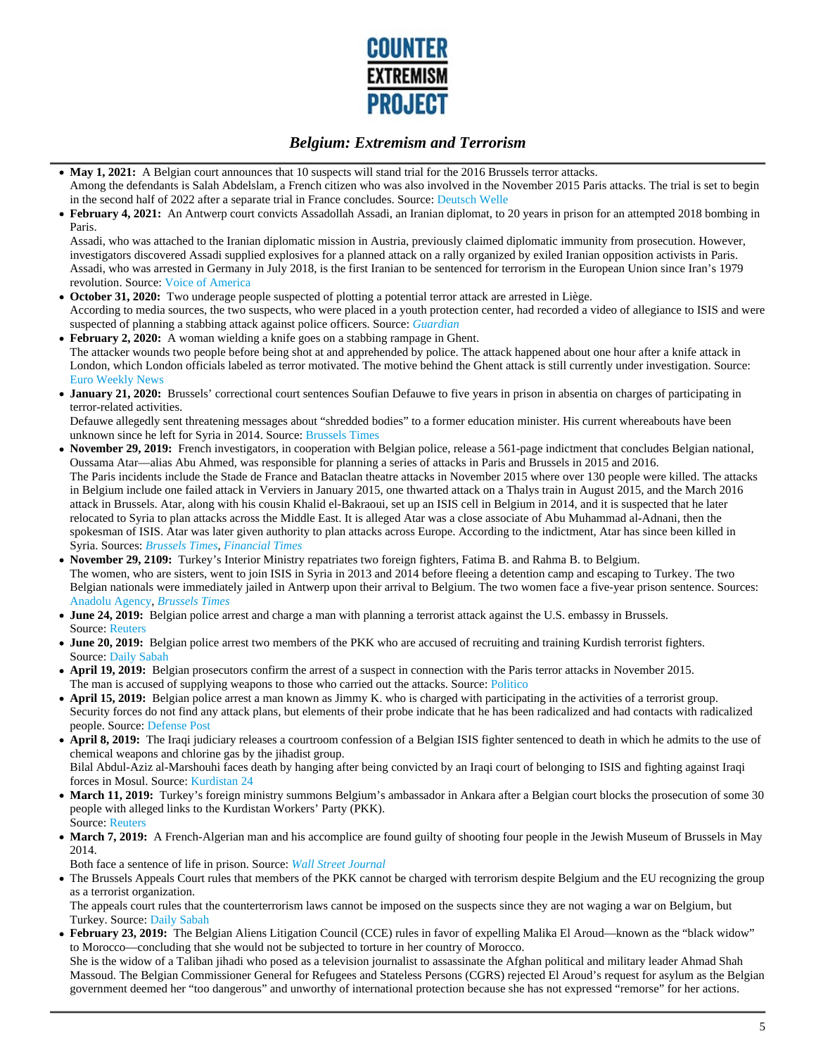- **May 1, 2021:** A Belgian court announces that 10 suspects will stand trial for the 2016 Brussels terror attacks.
  Among the defendants is Salah Abdelslam, a French citizen who was also involved in the November 2015 Paris attacks. The trial is set to begin in the second half of 2022 after a separate trial in France concludes. Source: Deutsch Welle
- **February 4, 2021:** An Antwerp court convicts Assadollah Assadi, an Iranian diplomat, to 20 years in prison for an attempted 2018 bombing in Paris.
  Assadi, who was attached to the Iranian diplomatic mission in Austria, previously claimed diplomatic immunity from prosecution. However, investigators discovered Assadi supplied explosives for a planned attack on a rally organized by exiled Iranian opposition activists in Paris. Assadi, who was arrested in Germany in July 2018, is the first Iranian to be sentenced for terrorism in the European Union since Iran's 1979 revolution. Source: Voice of America
- **October 31, 2020:** Two underage people suspected of plotting a potential terror attack are arrested in Liège.
  According to media sources, the two suspects, who were placed in a youth protection center, had recorded a video of allegiance to ISIS and were suspected of planning a stabbing attack against police officers. Source: *Guardian*
- **February 2, 2020:** A woman wielding a knife goes on a stabbing rampage in Ghent.
  The attacker wounds two people before being shot at and apprehended by police. The attack happened about one hour after a knife attack in London, which London officials labeled as terror motivated. The motive behind the Ghent attack is still currently under investigation. Source: Euro Weekly News
- **January 21, 2020:** Brussels' correctional court sentences Soufian Defauwe to five years in prison in absentia on charges of participating in terror-related activities.
  Defauwe allegedly sent threatening messages about "shredded bodies" to a former education minister. His current whereabouts have been unknown since he left for Syria in 2014. Source: Brussels Times
- **November 29, 2019:** French investigators, in cooperation with Belgian police, release a 561-page indictment that concludes Belgian national, Oussama Atar—alias Abu Ahmed, was responsible for planning a series of attacks in Paris and Brussels in 2015 and 2016.
  The Paris incidents include the Stade de France and Bataclan theatre attacks in November 2015 where over 130 people were killed. The attacks in Belgium include one failed attack in Verviers in January 2015, one thwarted attack on a Thalys train in August 2015, and the March 2016 attack in Brussels. Atar, along with his cousin Khalid el-Bakraoui, set up an ISIS cell in Belgium in 2014, and it is suspected that he later relocated to Syria to plan attacks across the Middle East. It is alleged Atar was a close associate of Abu Muhammad al-Adnani, then the spokesman of ISIS. Atar was later given authority to plan attacks across Europe. According to the indictment, Atar has since been killed in Syria. Sources: *Brussels Times*, *Financial Times*
- **November 29, 2109:** Turkey's Interior Ministry repatriates two foreign fighters, Fatima B. and Rahma B. to Belgium.
  The women, who are sisters, went to join ISIS in Syria in 2013 and 2014 before fleeing a detention camp and escaping to Turkey. The two Belgian nationals were immediately jailed in Antwerp upon their arrival to Belgium. The two women face a five-year prison sentence. Sources: Anadolu Agency, *Brussels Times*
- **June 24, 2019:** Belgian police arrest and charge a man with planning a terrorist attack against the U.S. embassy in Brussels.
  Source: Reuters
- **June 20, 2019:** Belgian police arrest two members of the PKK who are accused of recruiting and training Kurdish terrorist fighters.
  Source: Daily Sabah
- **April 19, 2019:** Belgian prosecutors confirm the arrest of a suspect in connection with the Paris terror attacks in November 2015.
  The man is accused of supplying weapons to those who carried out the attacks. Source: Politico
- **April 15, 2019:** Belgian police arrest a man known as Jimmy K. who is charged with participating in the activities of a terrorist group.
  Security forces do not find any attack plans, but elements of their probe indicate that he has been radicalized and had contacts with radicalized people. Source: Defense Post
- **April 8, 2019:** The Iraqi judiciary releases a courtroom confession of a Belgian ISIS fighter sentenced to death in which he admits to the use of chemical weapons and chlorine gas by the jihadist group.
  Bilal Abdul-Aziz al-Marshouhi faces death by hanging after being convicted by an Iraqi court of belonging to ISIS and fighting against Iraqi forces in Mosul. Source: Kurdistan 24
- **March 11, 2019:** Turkey's foreign ministry summons Belgium's ambassador in Ankara after a Belgian court blocks the prosecution of some 30 people with alleged links to the Kurdistan Workers' Party (PKK).
  Source: Reuters
- **March 7, 2019:** A French-Algerian man and his accomplice are found guilty of shooting four people in the Jewish Museum of Brussels in May 2014.
  Both face a sentence of life in prison. Source: *Wall Street Journal*
- The Brussels Appeals Court rules that members of the PKK cannot be charged with terrorism despite Belgium and the EU recognizing the group as a terrorist organization.
  The appeals court rules that the counterterrorism laws cannot be imposed on the suspects since they are not waging a war on Belgium, but Turkey. Source: Daily Sabah
- **February 23, 2019:** The Belgian Aliens Litigation Council (CCE) rules in favor of expelling Malika El Aroud—known as the "black widow" to Morocco—concluding that she would not be subjected to torture in her country of Morocco.
  She is the widow of a Taliban jihadi who posed as a television journalist to assassinate the Afghan political and military leader Ahmad Shah Massoud. The Belgian Commissioner General for Refugees and Stateless Persons (CGRS) rejected El Aroud's request for asylum as the Belgian government deemed her "too dangerous" and unworthy of international protection because she has not expressed "remorse" for her actions.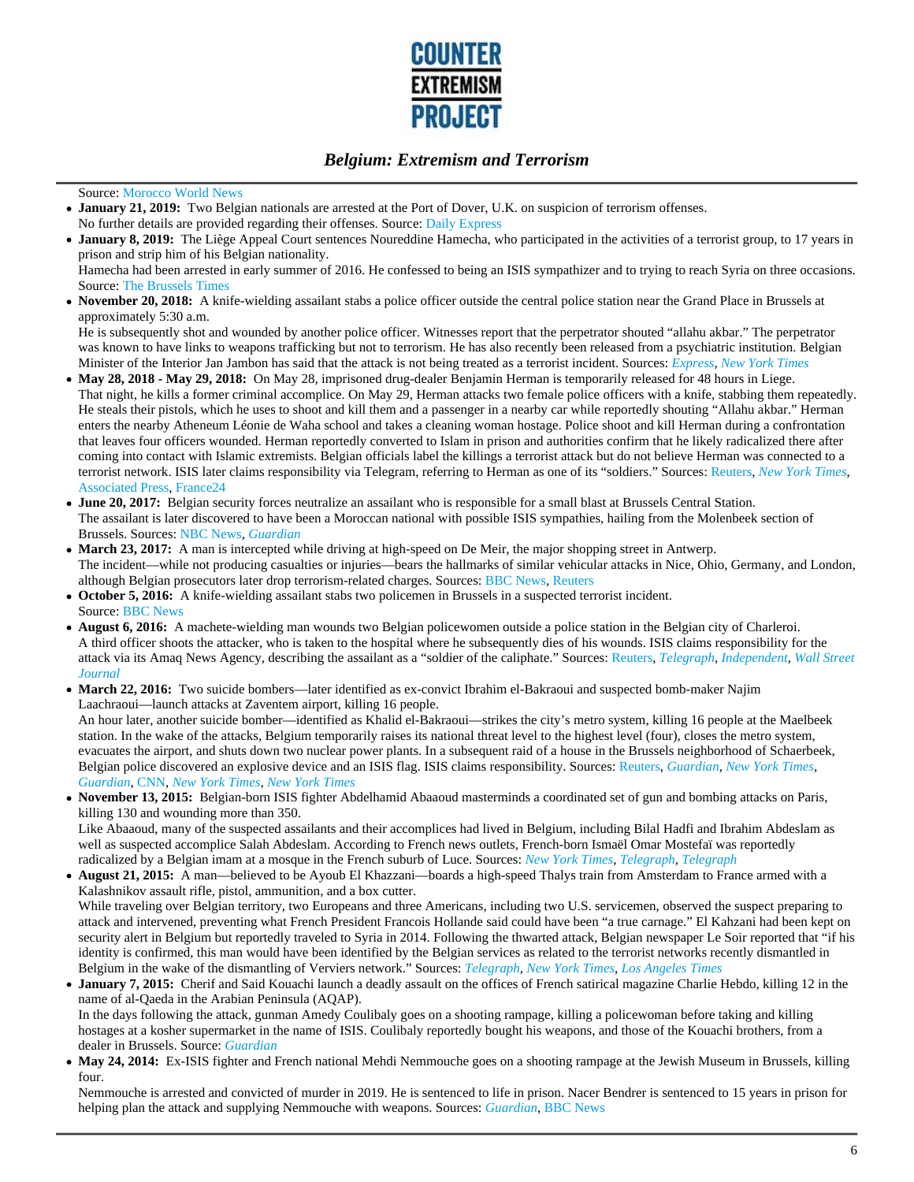Source: Morocco World News

- **January 21, 2019:** Two Belgian nationals are arrested at the Port of Dover, U.K. on suspicion of terrorism offenses.
  No further details are provided regarding their offenses. Source: Daily Express
- **January 8, 2019:** The Liège Appeal Court sentences Noureddine Hamecha, who participated in the activities of a terrorist group, to 17 years in prison and strip him of his Belgian nationality.
  Hamecha had been arrested in early summer of 2016. He confessed to being an ISIS sympathizer and to trying to reach Syria on three occasions. Source: The Brussels Times
- **November 20, 2018:** A knife-wielding assailant stabs a police officer outside the central police station near the Grand Place in Brussels at approximately 5:30 a.m.
  He is subsequently shot and wounded by another police officer. Witnesses report that the perpetrator shouted "allahu akbar." The perpetrator was known to have links to weapons trafficking but not to terrorism. He has also recently been released from a psychiatric institution. Belgian Minister of the Interior Jan Jambon has said that the attack is not being treated as a terrorist incident. Sources: *Express*, New York Times
- **May 28, 2018 - May 29, 2018:** On May 28, imprisoned drug-dealer Benjamin Herman is temporarily released for 48 hours in Liege.
  That night, he kills a former criminal accomplice. On May 29, Herman attacks two female police officers with a knife, stabbing them repeatedly. He steals their pistols, which he uses to shoot and kill them and a passenger in a nearby car while reportedly shouting "Allahu akbar." Herman enters the nearby Atheneum Léonie de Waha school and takes a cleaning woman hostage. Police shoot and kill Herman during a confrontation that leaves four officers wounded. Herman reportedly converted to Islam in prison and authorities confirm that he likely radicalized there after coming into contact with Islamic extremists. Belgian officials label the killings a terrorist attack but do not believe Herman was connected to a terrorist network. ISIS later claims responsibility via Telegram, referring to Herman as one of its "soldiers." Sources: Reuters, *New York Times*, Associated Press, France24
- **June 20, 2017:** Belgian security forces neutralize an assailant who is responsible for a small blast at Brussels Central Station.
  The assailant is later discovered to have been a Moroccan national with possible ISIS sympathies, hailing from the Molenbeek section of Brussels. Sources: NBC News, *Guardian*
- **March 23, 2017:** A man is intercepted while driving at high-speed on De Meir, the major shopping street in Antwerp.
  The incident—while not producing casualties or injuries—bears the hallmarks of similar vehicular attacks in Nice, Ohio, Germany, and London, although Belgian prosecutors later drop terrorism-related charges. Sources: BBC News, Reuters
- **October 5, 2016:** A knife-wielding assailant stabs two policemen in Brussels in a suspected terrorist incident.
  Source: BBC News
- **August 6, 2016:** A machete-wielding man wounds two Belgian policewomen outside a police station in the Belgian city of Charleroi.
  A third officer shoots the attacker, who is taken to the hospital where he subsequently dies of his wounds. ISIS claims responsibility for the attack via its Amaq News Agency, describing the assailant as a "soldier of the caliphate." Sources: Reuters, *Telegraph*, *Independent*, *Wall Street Journal*
- **March 22, 2016:** Two suicide bombers—later identified as ex-convict Ibrahim el-Bakraoui and suspected bomb-maker Najim Laachraoui—launch attacks at Zaventem airport, killing 16 people.
  An hour later, another suicide bomber—identified as Khalid el-Bakraoui—strikes the city's metro system, killing 16 people at the Maelbeek station. In the wake of the attacks, Belgium temporarily raises its national threat level to the highest level (four), closes the metro system, evacuates the airport, and shuts down two nuclear power plants. In a subsequent raid of a house in the Brussels neighborhood of Schaerbeek, Belgian police discovered an explosive device and an ISIS flag. ISIS claims responsibility. Sources: Reuters, *Guardian*, *New York Times*, *Guardian*, CNN, *New York Times*, *New York Times*
- **November 13, 2015:** Belgian-born ISIS fighter Abdelhamid Abaaoud masterminds a coordinated set of gun and bombing attacks on Paris, killing 130 and wounding more than 350.
  Like Abaaoud, many of the suspected assailants and their accomplices had lived in Belgium, including Bilal Hadfi and Ibrahim Abdeslam as well as suspected accomplice Salah Abdeslam. According to French news outlets, French-born Ismaël Omar Mostefaï was reportedly radicalized by a Belgian imam at a mosque in the French suburb of Luce. Sources: *New York Times*, *Telegraph*, *Telegraph*
- **August 21, 2015:** A man—believed to be Ayoub El Khazzani—boards a high-speed Thalys train from Amsterdam to France armed with a Kalashnikov assault rifle, pistol, ammunition, and a box cutter.
  While traveling over Belgian territory, two Europeans and three Americans, including two U.S. servicemen, observed the suspect preparing to attack and intervened, preventing what French President Francois Hollande said could have been "a true carnage." El Kahzani had been kept on security alert in Belgium but reportedly traveled to Syria in 2014. Following the thwarted attack, Belgian newspaper Le Soir reported that "if his identity is confirmed, this man would have been identified by the Belgian services as related to the terrorist networks recently dismantled in Belgium in the wake of the dismantling of Verviers network." Sources: *Telegraph*, *New York Times*, *Los Angeles Times*
- **January 7, 2015:** Cherif and Said Kouachi launch a deadly assault on the offices of French satirical magazine Charlie Hebdo, killing 12 in the name of al-Qaeda in the Arabian Peninsula (AQAP).
  In the days following the attack, gunman Amedy Coulibaly goes on a shooting rampage, killing a policewoman before taking and killing hostages at a kosher supermarket in the name of ISIS. Coulibaly reportedly bought his weapons, and those of the Kouachi brothers, from a dealer in Brussels. Source: *Guardian*
- **May 24, 2014:** Ex-ISIS fighter and French national Mehdi Nemmouche goes on a shooting rampage at the Jewish Museum in Brussels, killing four.
  Nemmouche is arrested and convicted of murder in 2019. He is sentenced to life in prison. Nacer Bendrer is sentenced to 15 years in prison for helping plan the attack and supplying Nemmouche with weapons. Sources: *Guardian*, BBC News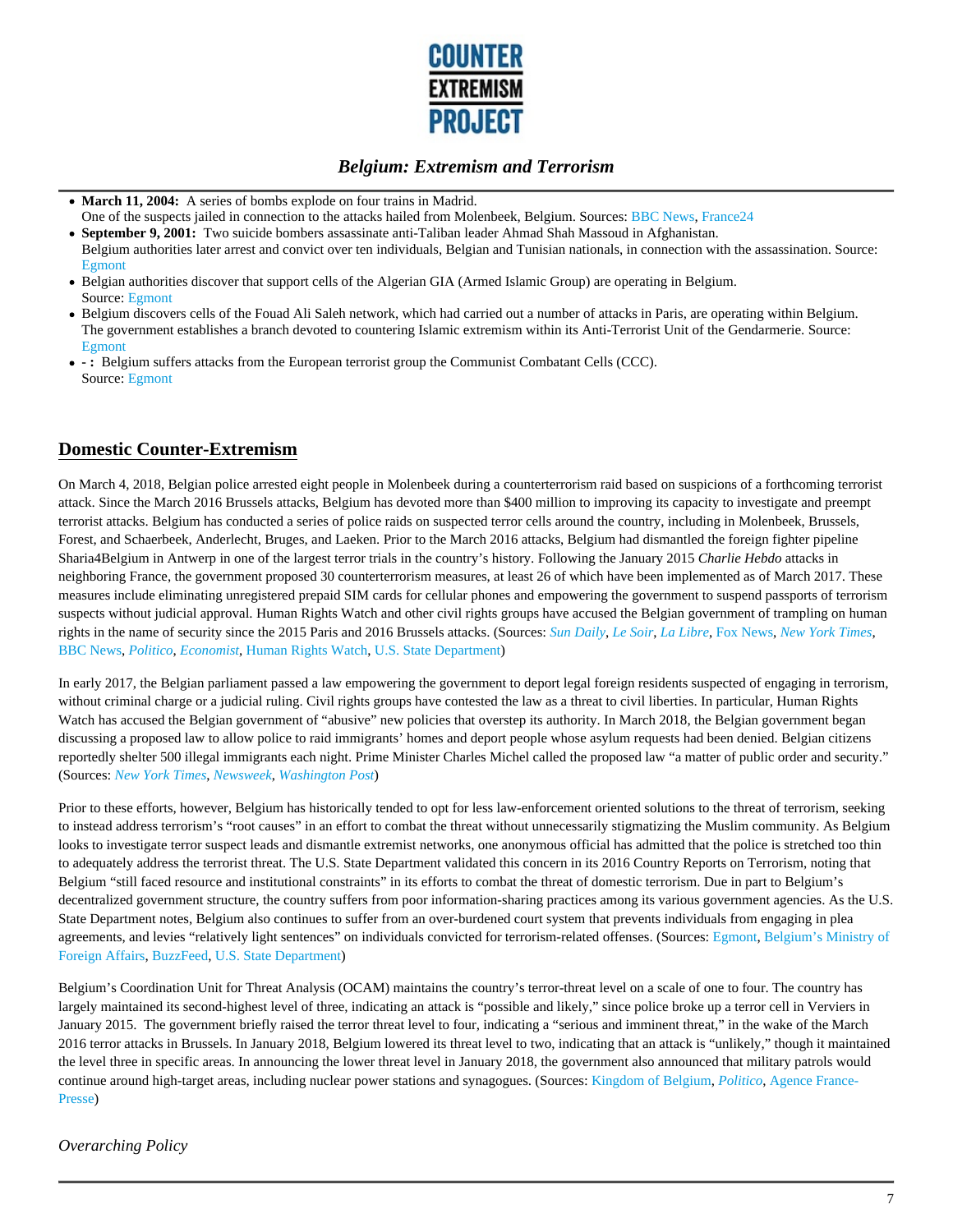- **March 11, 2004:** A series of bombs explode on four trains in Madrid.
  One of the suspects jailed in connection to the attacks hailed from Molenbeek, Belgium. Sources: BBC News, France24
- **September 9, 2001:** Two suicide bombers assassinate anti-Taliban leader Ahmad Shah Massoud in Afghanistan.
  Belgium authorities later arrest and convict over ten individuals, Belgian and Tunisian nationals, in connection with the assassination. Source: Egmont
- Belgian authorities discover that support cells of the Algerian GIA (Armed Islamic Group) are operating in Belgium.
  Source: Egmont
- Belgium discovers cells of the Fouad Ali Saleh network, which had carried out a number of attacks in Paris, are operating within Belgium.
  The government establishes a branch devoted to countering Islamic extremism within its Anti-Terrorist Unit of the Gendarmerie. Source: Egmont
- **- :** Belgium suffers attacks from the European terrorist group the Communist Combatant Cells (CCC).
  Source: Egmont

## Domestic Counter-Extremism

On March 4, 2018, Belgian police arrested eight people in Molenbeek during a counterterrorism raid based on suspicions of a forthcoming terrorist attack. Since the March 2016 Brussels attacks, Belgium has devoted more than $400 million to improving its capacity to investigate and preempt terrorist attacks. Belgium has conducted a series of police raids on suspected terror cells around the country, including in Molenbeek, Brussels, Forest, and Schaerbeek, Anderlecht, Bruges, and Laeken. Prior to the March 2016 attacks, Belgium had dismantled the foreign fighter pipeline Sharia4Belgium in Antwerp in one of the largest terror trials in the country's history. Following the January 2015 *Charlie Hebdo* attacks in neighboring France, the government proposed 30 counterterrorism measures, at least 26 of which have been implemented as of March 2017. These measures include eliminating unregistered prepaid SIM cards for cellular phones and empowering the government to suspend passports of terrorism suspects without judicial approval. Human Rights Watch and other civil rights groups have accused the Belgian government of trampling on human rights in the name of security since the 2015 Paris and 2016 Brussels attacks. (Sources: *Sun Daily*, *Le Soir*, *La Libre*, Fox News, *New York Times*, BBC News, *Politico*, *Economist*, Human Rights Watch, U.S. State Department)

In early 2017, the Belgian parliament passed a law empowering the government to deport legal foreign residents suspected of engaging in terrorism, without criminal charge or a judicial ruling. Civil rights groups have contested the law as a threat to civil liberties. In particular, Human Rights Watch has accused the Belgian government of "abusive" new policies that overstep its authority. In March 2018, the Belgian government began discussing a proposed law to allow police to raid immigrants' homes and deport people whose asylum requests had been denied. Belgian citizens reportedly shelter 500 illegal immigrants each night. Prime Minister Charles Michel called the proposed law "a matter of public order and security." (Sources: *New York Times*, *Newsweek*, *Washington Post*)

Prior to these efforts, however, Belgium has historically tended to opt for less law-enforcement oriented solutions to the threat of terrorism, seeking to instead address terrorism's "root causes" in an effort to combat the threat without unnecessarily stigmatizing the Muslim community. As Belgium looks to investigate terror suspect leads and dismantle extremist networks, one anonymous official has admitted that the police is stretched too thin to adequately address the terrorist threat. The U.S. State Department validated this concern in its 2016 Country Reports on Terrorism, noting that Belgium "still faced resource and institutional constraints" in its efforts to combat the threat of domestic terrorism. Due in part to Belgium's decentralized government structure, the country suffers from poor information-sharing practices among its various government agencies. As the U.S. State Department notes, Belgium also continues to suffer from an over-burdened court system that prevents individuals from engaging in plea agreements, and levies "relatively light sentences" on individuals convicted for terrorism-related offenses. (Sources: Egmont, Belgium's Ministry of Foreign Affairs, BuzzFeed, U.S. State Department)

Belgium's Coordination Unit for Threat Analysis (OCAM) maintains the country's terror-threat level on a scale of one to four. The country has largely maintained its second-highest level of three, indicating an attack is "possible and likely," since police broke up a terror cell in Verviers in January 2015. The government briefly raised the terror threat level to four, indicating a "serious and imminent threat," in the wake of the March 2016 terror attacks in Brussels. In January 2018, Belgium lowered its threat level to two, indicating that an attack is "unlikely," though it maintained the level three in specific areas. In announcing the lower threat level in January 2018, the government also announced that military patrols would continue around high-target areas, including nuclear power stations and synagogues. (Sources: Kingdom of Belgium, *Politico*, Agence France-Presse)

### *Overarching Policy*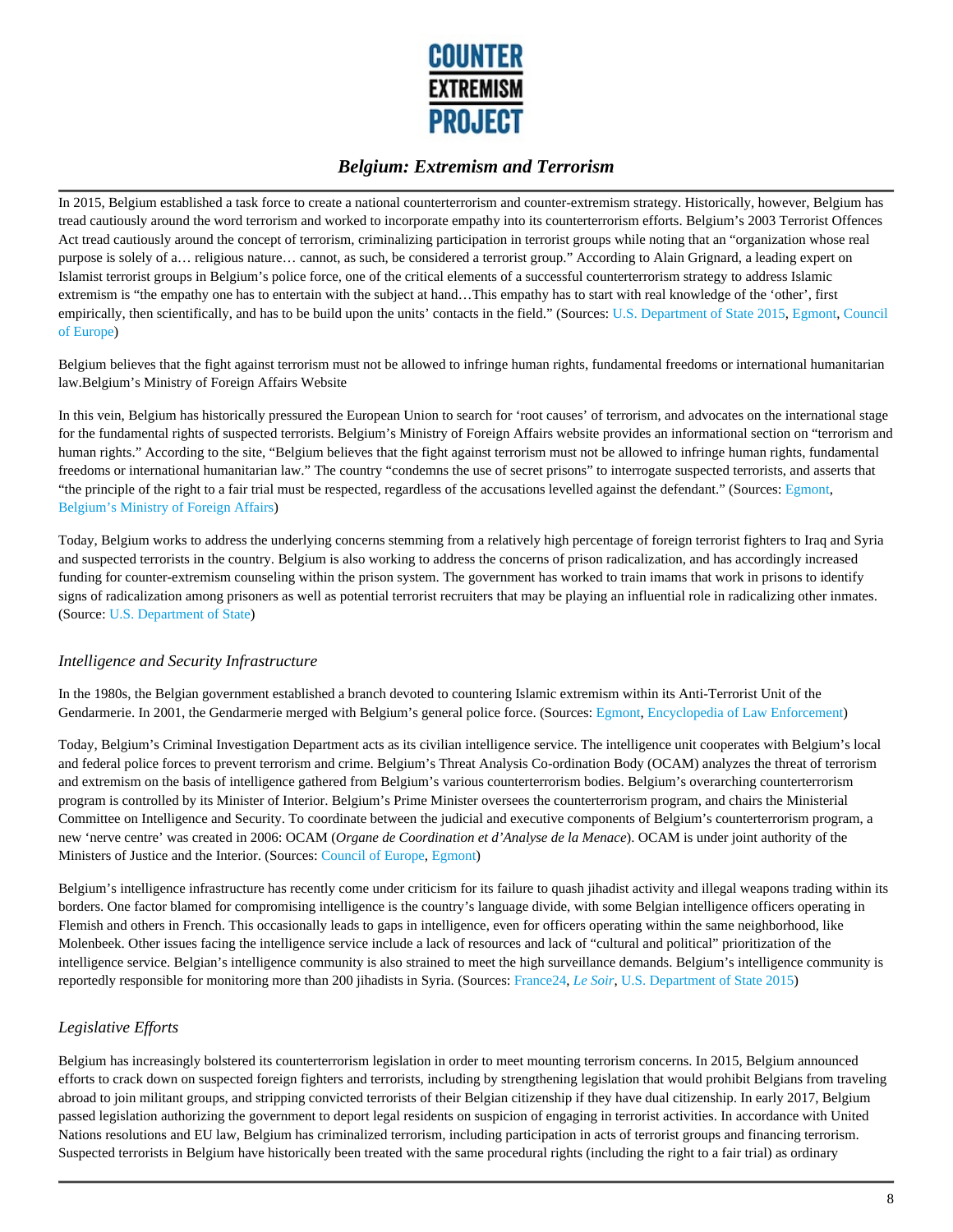In 2015, Belgium established a task force to create a national counterterrorism and counter-extremism strategy. Historically, however, Belgium has tread cautiously around the word terrorism and worked to incorporate empathy into its counterterrorism efforts. Belgium's 2003 Terrorist Offences Act tread cautiously around the concept of terrorism, criminalizing participation in terrorist groups while noting that an "organization whose real purpose is solely of a… religious nature… cannot, as such, be considered a terrorist group." According to Alain Grignard, a leading expert on Islamist terrorist groups in Belgium's police force, one of the critical elements of a successful counterterrorism strategy to address Islamic extremism is "the empathy one has to entertain with the subject at hand…This empathy has to start with real knowledge of the 'other', first empirically, then scientifically, and has to be build upon the units' contacts in the field." (Sources: U.S. Department of State 2015, Egmont, Council of Europe)

Belgium believes that the fight against terrorism must not be allowed to infringe human rights, fundamental freedoms or international humanitarian law.Belgium's Ministry of Foreign Affairs Website

In this vein, Belgium has historically pressured the European Union to search for 'root causes' of terrorism, and advocates on the international stage for the fundamental rights of suspected terrorists. Belgium's Ministry of Foreign Affairs website provides an informational section on "terrorism and human rights." According to the site, "Belgium believes that the fight against terrorism must not be allowed to infringe human rights, fundamental freedoms or international humanitarian law." The country "condemns the use of secret prisons" to interrogate suspected terrorists, and asserts that "the principle of the right to a fair trial must be respected, regardless of the accusations levelled against the defendant." (Sources: Egmont, Belgium's Ministry of Foreign Affairs)

Today, Belgium works to address the underlying concerns stemming from a relatively high percentage of foreign terrorist fighters to Iraq and Syria and suspected terrorists in the country. Belgium is also working to address the concerns of prison radicalization, and has accordingly increased funding for counter-extremism counseling within the prison system. The government has worked to train imams that work in prisons to identify signs of radicalization among prisoners as well as potential terrorist recruiters that may be playing an influential role in radicalizing other inmates. (Source: U.S. Department of State)

### *Intelligence and Security Infrastructure*

In the 1980s, the Belgian government established a branch devoted to countering Islamic extremism within its Anti-Terrorist Unit of the Gendarmerie. In 2001, the Gendarmerie merged with Belgium's general police force. (Sources: Egmont, Encyclopedia of Law Enforcement)

Today, Belgium's Criminal Investigation Department acts as its civilian intelligence service. The intelligence unit cooperates with Belgium's local and federal police forces to prevent terrorism and crime. Belgium's Threat Analysis Co-ordination Body (OCAM) analyzes the threat of terrorism and extremism on the basis of intelligence gathered from Belgium's various counterterrorism bodies. Belgium's overarching counterterrorism program is controlled by its Minister of Interior. Belgium's Prime Minister oversees the counterterrorism program, and chairs the Ministerial Committee on Intelligence and Security. To coordinate between the judicial and executive components of Belgium's counterterrorism program, a new 'nerve centre' was created in 2006: OCAM (*Organe de Coordination et d'Analyse de la Menace*). OCAM is under joint authority of the Ministers of Justice and the Interior. (Sources: Council of Europe, Egmont)

Belgium's intelligence infrastructure has recently come under criticism for its failure to quash jihadist activity and illegal weapons trading within its borders. One factor blamed for compromising intelligence is the country's language divide, with some Belgian intelligence officers operating in Flemish and others in French. This occasionally leads to gaps in intelligence, even for officers operating within the same neighborhood, like Molenbeek. Other issues facing the intelligence service include a lack of resources and lack of "cultural and political" prioritization of the intelligence service. Belgian's intelligence community is also strained to meet the high surveillance demands. Belgium's intelligence community is reportedly responsible for monitoring more than 200 jihadists in Syria. (Sources: France24, *Le Soir*, U.S. Department of State 2015)

### *Legislative Efforts*

Belgium has increasingly bolstered its counterterrorism legislation in order to meet mounting terrorism concerns. In 2015, Belgium announced efforts to crack down on suspected foreign fighters and terrorists, including by strengthening legislation that would prohibit Belgians from traveling abroad to join militant groups, and stripping convicted terrorists of their Belgian citizenship if they have dual citizenship. In early 2017, Belgium passed legislation authorizing the government to deport legal residents on suspicion of engaging in terrorist activities. In accordance with United Nations resolutions and EU law, Belgium has criminalized terrorism, including participation in acts of terrorist groups and financing terrorism. Suspected terrorists in Belgium have historically been treated with the same procedural rights (including the right to a fair trial) as ordinary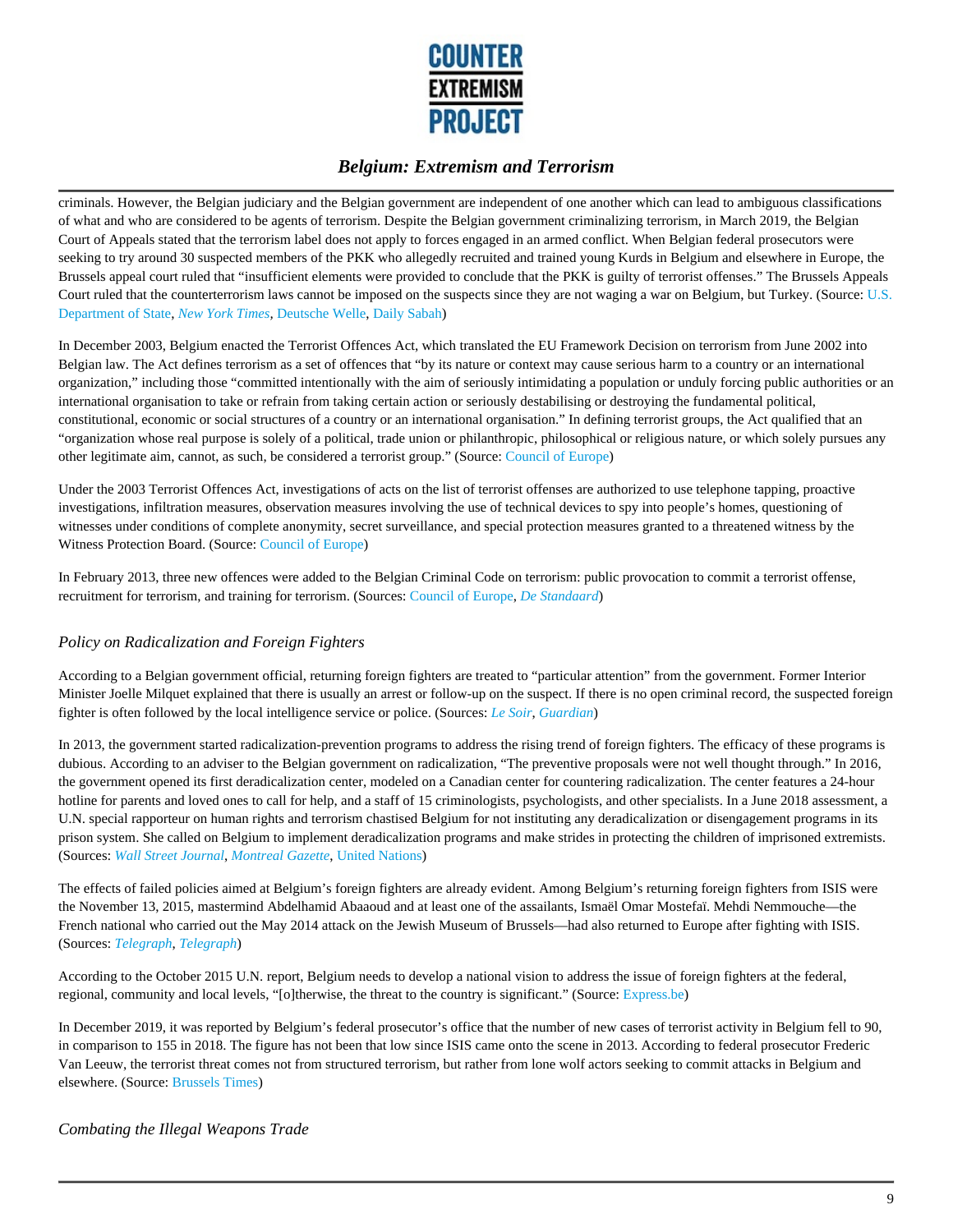criminals. However, the Belgian judiciary and the Belgian government are independent of one another which can lead to ambiguous classifications of what and who are considered to be agents of terrorism. Despite the Belgian government criminalizing terrorism, in March 2019, the Belgian Court of Appeals stated that the terrorism label does not apply to forces engaged in an armed conflict. When Belgian federal prosecutors were seeking to try around 30 suspected members of the PKK who allegedly recruited and trained young Kurds in Belgium and elsewhere in Europe, the Brussels appeal court ruled that "insufficient elements were provided to conclude that the PKK is guilty of terrorist offenses." The Brussels Appeals Court ruled that the counterterrorism laws cannot be imposed on the suspects since they are not waging a war on Belgium, but Turkey. (Source: U.S. Department of State, *New York Times*, Deutsche Welle, Daily Sabah)

In December 2003, Belgium enacted the Terrorist Offences Act, which translated the EU Framework Decision on terrorism from June 2002 into Belgian law. The Act defines terrorism as a set of offences that "by its nature or context may cause serious harm to a country or an international organization," including those "committed intentionally with the aim of seriously intimidating a population or unduly forcing public authorities or an international organisation to take or refrain from taking certain action or seriously destabilising or destroying the fundamental political, constitutional, economic or social structures of a country or an international organisation." In defining terrorist groups, the Act qualified that an "organization whose real purpose is solely of a political, trade union or philanthropic, philosophical or religious nature, or which solely pursues any other legitimate aim, cannot, as such, be considered a terrorist group." (Source: Council of Europe)

Under the 2003 Terrorist Offences Act, investigations of acts on the list of terrorist offenses are authorized to use telephone tapping, proactive investigations, infiltration measures, observation measures involving the use of technical devices to spy into people's homes, questioning of witnesses under conditions of complete anonymity, secret surveillance, and special protection measures granted to a threatened witness by the Witness Protection Board. (Source: Council of Europe)

In February 2013, three new offences were added to the Belgian Criminal Code on terrorism: public provocation to commit a terrorist offense, recruitment for terrorism, and training for terrorism. (Sources: Council of Europe, *De Standaard*)

### *Policy on Radicalization and Foreign Fighters*

According to a Belgian government official, returning foreign fighters are treated to "particular attention" from the government. Former Interior Minister Joelle Milquet explained that there is usually an arrest or follow-up on the suspect. If there is no open criminal record, the suspected foreign fighter is often followed by the local intelligence service or police. (Sources: *Le Soir*, *Guardian*)

In 2013, the government started radicalization-prevention programs to address the rising trend of foreign fighters. The efficacy of these programs is dubious. According to an adviser to the Belgian government on radicalization, "The preventive proposals were not well thought through." In 2016, the government opened its first deradicalization center, modeled on a Canadian center for countering radicalization. The center features a 24-hour hotline for parents and loved ones to call for help, and a staff of 15 criminologists, psychologists, and other specialists. In a June 2018 assessment, a U.N. special rapporteur on human rights and terrorism chastised Belgium for not instituting any deradicalization or disengagement programs in its prison system. She called on Belgium to implement deradicalization programs and make strides in protecting the children of imprisoned extremists. (Sources: *Wall Street Journal*, *Montreal Gazette*, United Nations)

The effects of failed policies aimed at Belgium's foreign fighters are already evident. Among Belgium's returning foreign fighters from ISIS were the November 13, 2015, mastermind Abdelhamid Abaaoud and at least one of the assailants, Ismaël Omar Mostefaï. Mehdi Nemmouche—the French national who carried out the May 2014 attack on the Jewish Museum of Brussels—had also returned to Europe after fighting with ISIS. (Sources: *Telegraph*, *Telegraph*)

According to the October 2015 U.N. report, Belgium needs to develop a national vision to address the issue of foreign fighters at the federal, regional, community and local levels, "[o]therwise, the threat to the country is significant." (Source: Express.be)

In December 2019, it was reported by Belgium's federal prosecutor's office that the number of new cases of terrorist activity in Belgium fell to 90, in comparison to 155 in 2018. The figure has not been that low since ISIS came onto the scene in 2013. According to federal prosecutor Frederic Van Leeuw, the terrorist threat comes not from structured terrorism, but rather from lone wolf actors seeking to commit attacks in Belgium and elsewhere. (Source: Brussels Times)

### *Combating the Illegal Weapons Trade*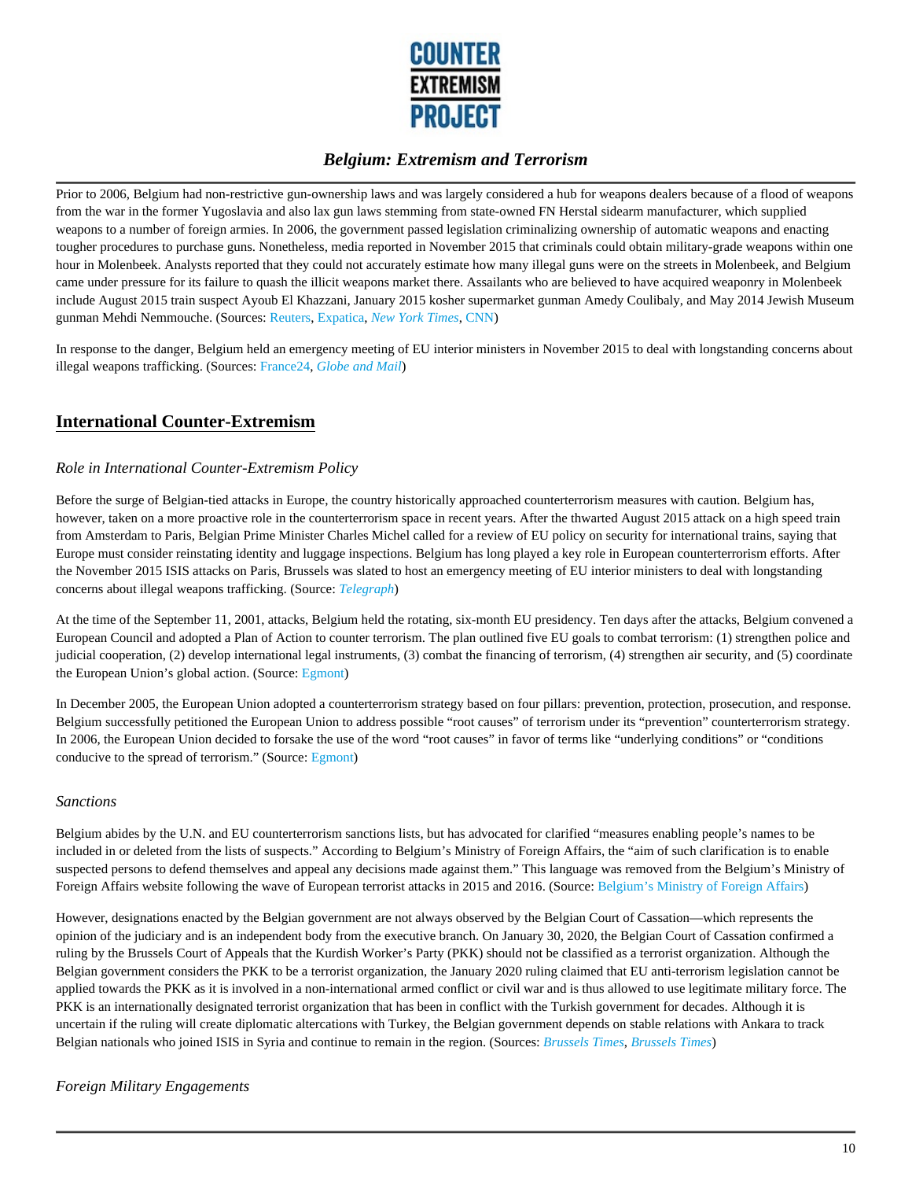Prior to 2006, Belgium had non-restrictive gun-ownership laws and was largely considered a hub for weapons dealers because of a flood of weapons from the war in the former Yugoslavia and also lax gun laws stemming from state-owned FN Herstal sidearm manufacturer, which supplied weapons to a number of foreign armies. In 2006, the government passed legislation criminalizing ownership of automatic weapons and enacting tougher procedures to purchase guns. Nonetheless, media reported in November 2015 that criminals could obtain military-grade weapons within one hour in Molenbeek. Analysts reported that they could not accurately estimate how many illegal guns were on the streets in Molenbeek, and Belgium came under pressure for its failure to quash the illicit weapons market there. Assailants who are believed to have acquired weaponry in Molenbeek include August 2015 train suspect Ayoub El Khazzani, January 2015 kosher supermarket gunman Amedy Coulibaly, and May 2014 Jewish Museum gunman Mehdi Nemmouche. (Sources: Reuters, Expatica, *New York Times*, CNN)

In response to the danger, Belgium held an emergency meeting of EU interior ministers in November 2015 to deal with longstanding concerns about illegal weapons trafficking. (Sources: France24, *Globe and Mail*)

## International Counter-Extremism

### *Role in International Counter-Extremism Policy*

Before the surge of Belgian-tied attacks in Europe, the country historically approached counterterrorism measures with caution. Belgium has, however, taken on a more proactive role in the counterterrorism space in recent years. After the thwarted August 2015 attack on a high speed train from Amsterdam to Paris, Belgian Prime Minister Charles Michel called for a review of EU policy on security for international trains, saying that Europe must consider reinstating identity and luggage inspections. Belgium has long played a key role in European counterterrorism efforts. After the November 2015 ISIS attacks on Paris, Brussels was slated to host an emergency meeting of EU interior ministers to deal with longstanding concerns about illegal weapons trafficking. (Source: *Telegraph*)

At the time of the September 11, 2001, attacks, Belgium held the rotating, six-month EU presidency. Ten days after the attacks, Belgium convened a European Council and adopted a Plan of Action to counter terrorism. The plan outlined five EU goals to combat terrorism: (1) strengthen police and judicial cooperation, (2) develop international legal instruments, (3) combat the financing of terrorism, (4) strengthen air security, and (5) coordinate the European Union's global action. (Source: Egmont)

In December 2005, the European Union adopted a counterterrorism strategy based on four pillars: prevention, protection, prosecution, and response. Belgium successfully petitioned the European Union to address possible "root causes" of terrorism under its "prevention" counterterrorism strategy. In 2006, the European Union decided to forsake the use of the word "root causes" in favor of terms like "underlying conditions" or "conditions conducive to the spread of terrorism." (Source: Egmont)

### *Sanctions*

Belgium abides by the U.N. and EU counterterrorism sanctions lists, but has advocated for clarified "measures enabling people's names to be included in or deleted from the lists of suspects." According to Belgium's Ministry of Foreign Affairs, the "aim of such clarification is to enable suspected persons to defend themselves and appeal any decisions made against them." This language was removed from the Belgium's Ministry of Foreign Affairs website following the wave of European terrorist attacks in 2015 and 2016. (Source: Belgium's Ministry of Foreign Affairs)

However, designations enacted by the Belgian government are not always observed by the Belgian Court of Cassation—which represents the opinion of the judiciary and is an independent body from the executive branch. On January 30, 2020, the Belgian Court of Cassation confirmed a ruling by the Brussels Court of Appeals that the Kurdish Worker's Party (PKK) should not be classified as a terrorist organization. Although the Belgian government considers the PKK to be a terrorist organization, the January 2020 ruling claimed that EU anti-terrorism legislation cannot be applied towards the PKK as it is involved in a non-international armed conflict or civil war and is thus allowed to use legitimate military force. The PKK is an internationally designated terrorist organization that has been in conflict with the Turkish government for decades. Although it is uncertain if the ruling will create diplomatic altercations with Turkey, the Belgian government depends on stable relations with Ankara to track Belgian nationals who joined ISIS in Syria and continue to remain in the region. (Sources: *Brussels Times*, *Brussels Times*)

### *Foreign Military Engagements*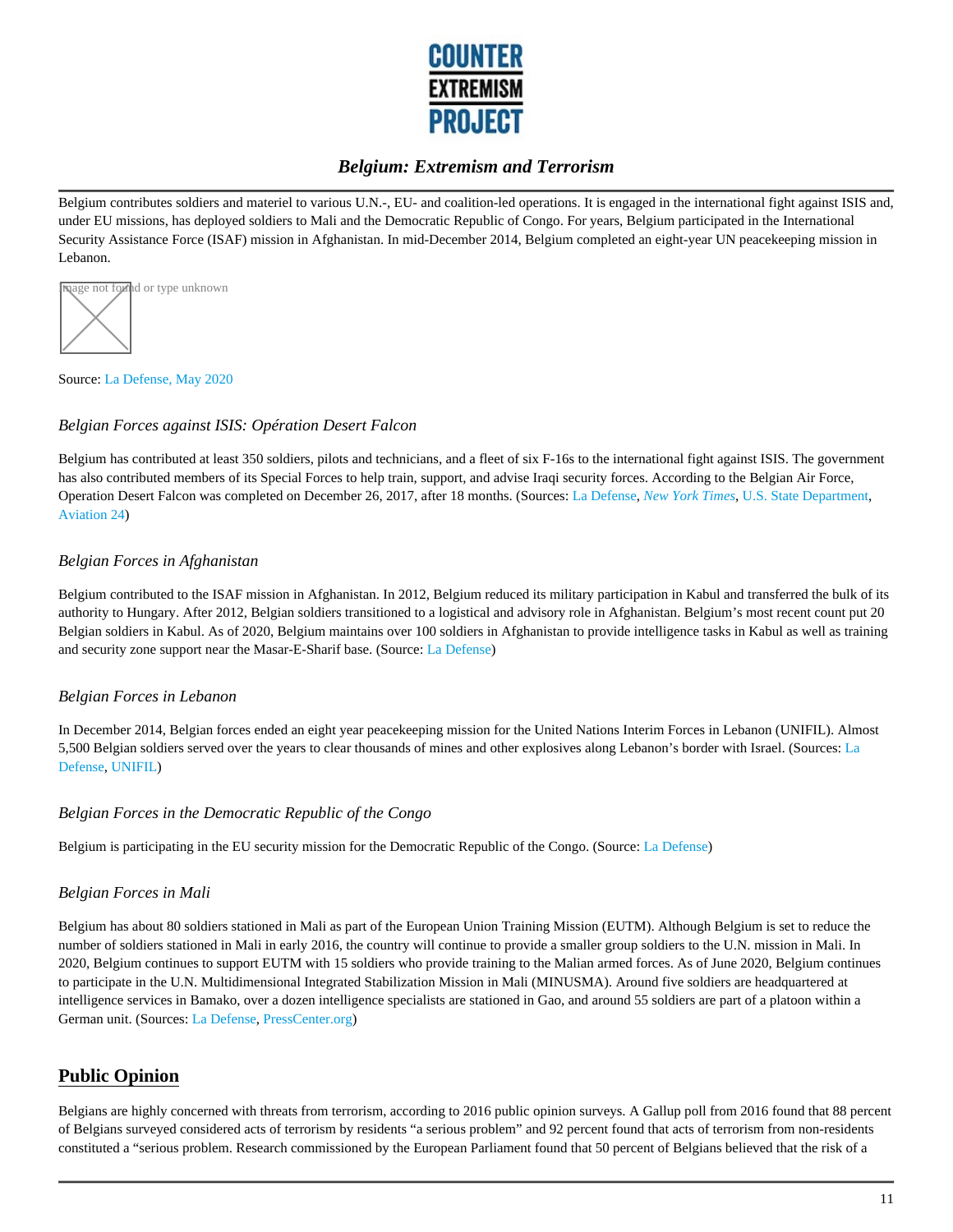Belgium contributes soldiers and materiel to various U.N.-, EU- and coalition-led operations. It is engaged in the international fight against ISIS and, under EU missions, has deployed soldiers to Mali and the Democratic Republic of Congo. For years, Belgium participated in the International Security Assistance Force (ISAF) mission in Afghanistan. In mid-December 2014, Belgium completed an eight-year UN peacekeeping mission in Lebanon.

Source: La Defense, May 2020

### *Belgian Forces against ISIS: Opération Desert Falcon*

Belgium has contributed at least 350 soldiers, pilots and technicians, and a fleet of six F-16s to the international fight against ISIS. The government has also contributed members of its Special Forces to help train, support, and advise Iraqi security forces. According to the Belgian Air Force, Operation Desert Falcon was completed on December 26, 2017, after 18 months. (Sources: La Defense, *New York Times*, U.S. State Department, Aviation 24)

### *Belgian Forces in Afghanistan*

Belgium contributed to the ISAF mission in Afghanistan. In 2012, Belgium reduced its military participation in Kabul and transferred the bulk of its authority to Hungary. After 2012, Belgian soldiers transitioned to a logistical and advisory role in Afghanistan. Belgium's most recent count put 20 Belgian soldiers in Kabul. As of 2020, Belgium maintains over 100 soldiers in Afghanistan to provide intelligence tasks in Kabul as well as training and security zone support near the Masar-E-Sharif base. (Source: La Defense)

### *Belgian Forces in Lebanon*

In December 2014, Belgian forces ended an eight year peacekeeping mission for the United Nations Interim Forces in Lebanon (UNIFIL). Almost 5,500 Belgian soldiers served over the years to clear thousands of mines and other explosives along Lebanon's border with Israel. (Sources: La Defense, UNIFIL)

### *Belgian Forces in the Democratic Republic of the Congo*

Belgium is participating in the EU security mission for the Democratic Republic of the Congo. (Source: La Defense)

### *Belgian Forces in Mali*

Belgium has about 80 soldiers stationed in Mali as part of the European Union Training Mission (EUTM). Although Belgium is set to reduce the number of soldiers stationed in Mali in early 2016, the country will continue to provide a smaller group soldiers to the U.N. mission in Mali. In 2020, Belgium continues to support EUTM with 15 soldiers who provide training to the Malian armed forces. As of June 2020, Belgium continues to participate in the U.N. Multidimensional Integrated Stabilization Mission in Mali (MINUSMA). Around five soldiers are headquartered at intelligence services in Bamako, over a dozen intelligence specialists are stationed in Gao, and around 55 soldiers are part of a platoon within a German unit. (Sources: La Defense, PressCenter.org)

## Public Opinion

Belgians are highly concerned with threats from terrorism, according to 2016 public opinion surveys. A Gallup poll from 2016 found that 88 percent of Belgians surveyed considered acts of terrorism by residents "a serious problem" and 92 percent found that acts of terrorism from non-residents constituted a "serious problem. Research commissioned by the European Parliament found that 50 percent of Belgians believed that the risk of a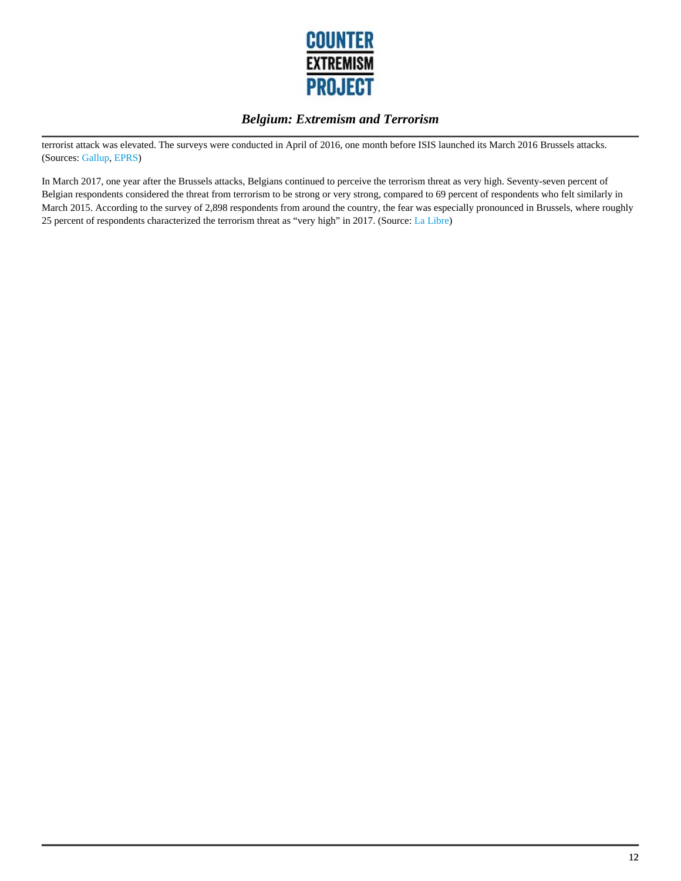terrorist attack was elevated. The surveys were conducted in April of 2016, one month before ISIS launched its March 2016 Brussels attacks. (Sources: Gallup, EPRS)

In March 2017, one year after the Brussels attacks, Belgians continued to perceive the terrorism threat as very high. Seventy-seven percent of Belgian respondents considered the threat from terrorism to be strong or very strong, compared to 69 percent of respondents who felt similarly in March 2015. According to the survey of 2,898 respondents from around the country, the fear was especially pronounced in Brussels, where roughly 25 percent of respondents characterized the terrorism threat as "very high" in 2017. (Source: La Libre)